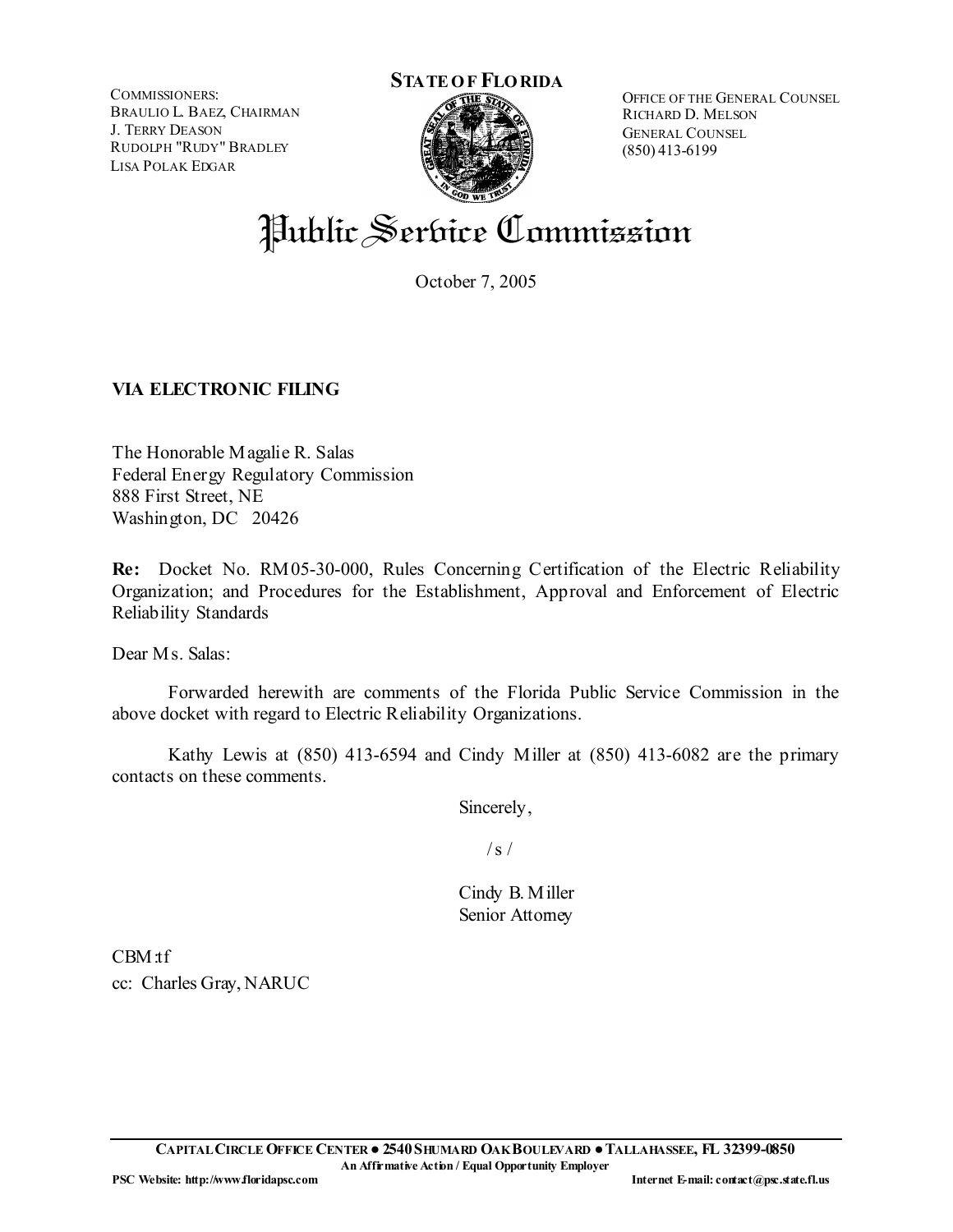COMMISSIONERS:
BRAULIO L. BAEZ, CHAIRMAN
J. TERRY DEASON
RUDOLPH "RUDY" BRADLEY
LISA POLAK EDGAR

**STATE OF FLORIDA**

OFFICE OF THE GENERAL COUNSEL
RICHARD D. MELSON
GENERAL COUNSEL
(850) 413-6199

# Public Service Commission

October 7, 2005

**VIA ELECTRONIC FILING**

The Honorable Magalie R. Salas
Federal Energy Regulatory Commission
888 First Street, NE
Washington, DC 20426

**Re:** Docket No. RM05-30-000, Rules Concerning Certification of the Electric Reliability Organization; and Procedures for the Establishment, Approval and Enforcement of Electric Reliability Standards

Dear Ms. Salas:

Forwarded herewith are comments of the Florida Public Service Commission in the above docket with regard to Electric Reliability Organizations.

Kathy Lewis at (850) 413-6594 and Cindy Miller at (850) 413-6082 are the primary contacts on these comments.

Sincerely,

/s/

Cindy B. Miller
Senior Attorney

CBM:tf
cc: Charles Gray, NARUC

**CAPITAL CIRCLE OFFICE CENTER ● 2540 SHUMARD OAK BOULEVARD ● TALLAHASSEE, FL 32399-0850**
**An Affirmative Action / Equal Opportunity Employer**
**PSC Website: http://www.floridapsc.com** **Internet E-mail: contact@psc.state.fl.us**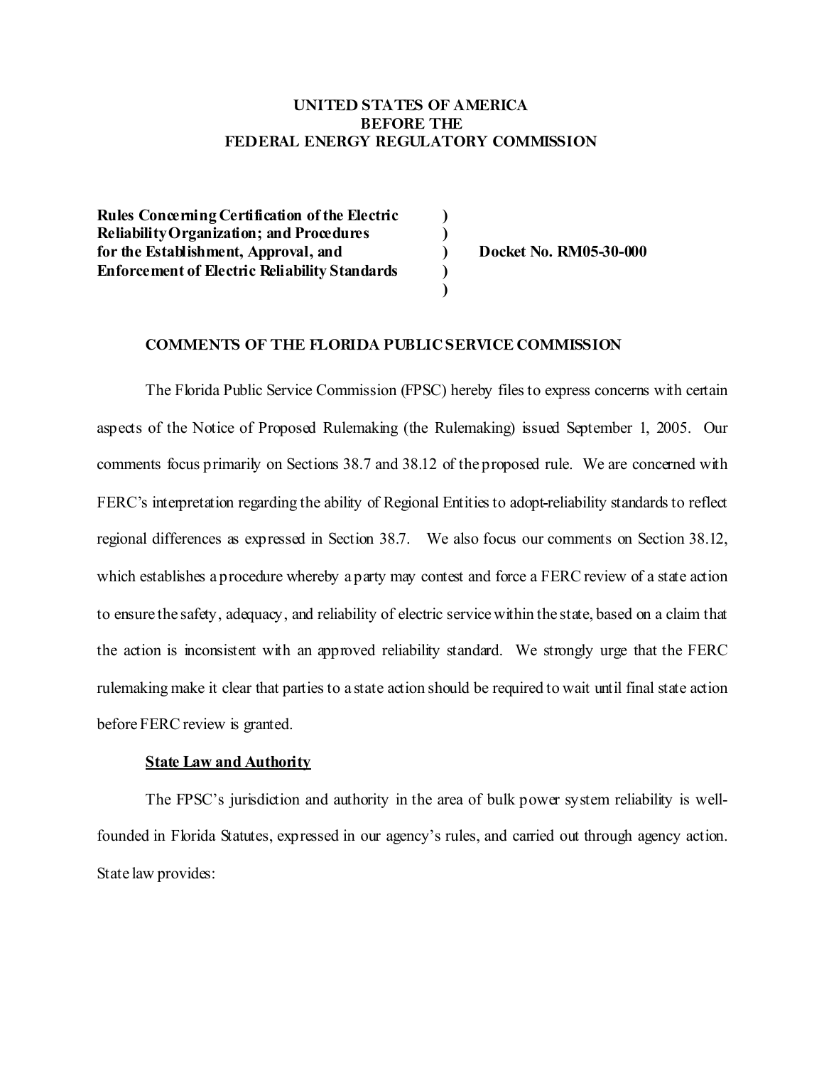**UNITED STATES OF AMERICA**
**BEFORE THE**
**FEDERAL ENERGY REGULATORY COMMISSION**

| | | |
|---|---|---|
| **Rules Concerning Certification of the Electric Reliability Organization; and Procedures for the Establishment, Approval, and Enforcement of Electric Reliability Standards** | **)** **)** **)** **)** **)** | **Docket No. RM05-30-000** |

**COMMENTS OF THE FLORIDA PUBLIC SERVICE COMMISSION**

The Florida Public Service Commission (FPSC) hereby files to express concerns with certain aspects of the Notice of Proposed Rulemaking (the Rulemaking) issued September 1, 2005. Our comments focus primarily on Sections 38.7 and 38.12 of the proposed rule. We are concerned with FERC's interpretation regarding the ability of Regional Entities to adopt-reliability standards to reflect regional differences as expressed in Section 38.7. We also focus our comments on Section 38.12, which establishes a procedure whereby a party may contest and force a FERC review of a state action to ensure the safety, adequacy, and reliability of electric service within the state, based on a claim that the action is inconsistent with an approved reliability standard. We strongly urge that the FERC rulemaking make it clear that parties to a state action should be required to wait until final state action before FERC review is granted.

**State Law and Authority**

The FPSC's jurisdiction and authority in the area of bulk power system reliability is well-founded in Florida Statutes, expressed in our agency's rules, and carried out through agency action. State law provides: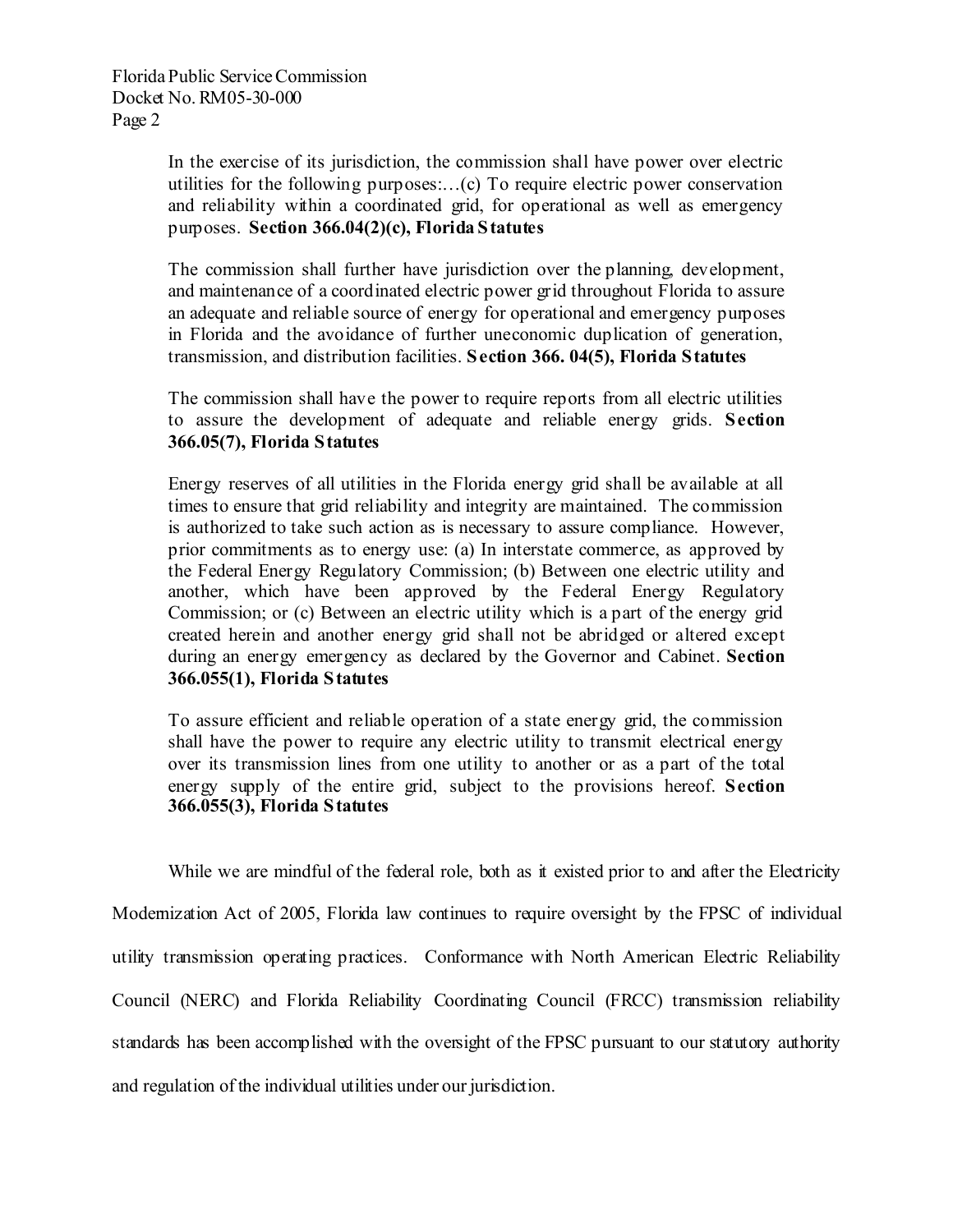> In the exercise of its jurisdiction, the commission shall have power over electric utilities for the following purposes:…(c) To require electric power conservation and reliability within a coordinated grid, for operational as well as emergency purposes. **Section 366.04(2)(c), Florida Statutes**

> The commission shall further have jurisdiction over the planning, development, and maintenance of a coordinated electric power grid throughout Florida to assure an adequate and reliable source of energy for operational and emergency purposes in Florida and the avoidance of further uneconomic duplication of generation, transmission, and distribution facilities. **Section 366. 04(5), Florida Statutes**

> The commission shall have the power to require reports from all electric utilities to assure the development of adequate and reliable energy grids. **Section 366.05(7), Florida Statutes**

> Energy reserves of all utilities in the Florida energy grid shall be available at all times to ensure that grid reliability and integrity are maintained. The commission is authorized to take such action as is necessary to assure compliance. However, prior commitments as to energy use: (a) In interstate commerce, as approved by the Federal Energy Regulatory Commission; (b) Between one electric utility and another, which have been approved by the Federal Energy Regulatory Commission; or (c) Between an electric utility which is a part of the energy grid created herein and another energy grid shall not be abridged or altered except during an energy emergency as declared by the Governor and Cabinet. **Section 366.055(1), Florida Statutes**

> To assure efficient and reliable operation of a state energy grid, the commission shall have the power to require any electric utility to transmit electrical energy over its transmission lines from one utility to another or as a part of the total energy supply of the entire grid, subject to the provisions hereof. **Section 366.055(3), Florida Statutes**

While we are mindful of the federal role, both as it existed prior to and after the Electricity Modernization Act of 2005, Florida law continues to require oversight by the FPSC of individual utility transmission operating practices. Conformance with North American Electric Reliability Council (NERC) and Florida Reliability Coordinating Council (FRCC) transmission reliability standards has been accomplished with the oversight of the FPSC pursuant to our statutory authority and regulation of the individual utilities under our jurisdiction.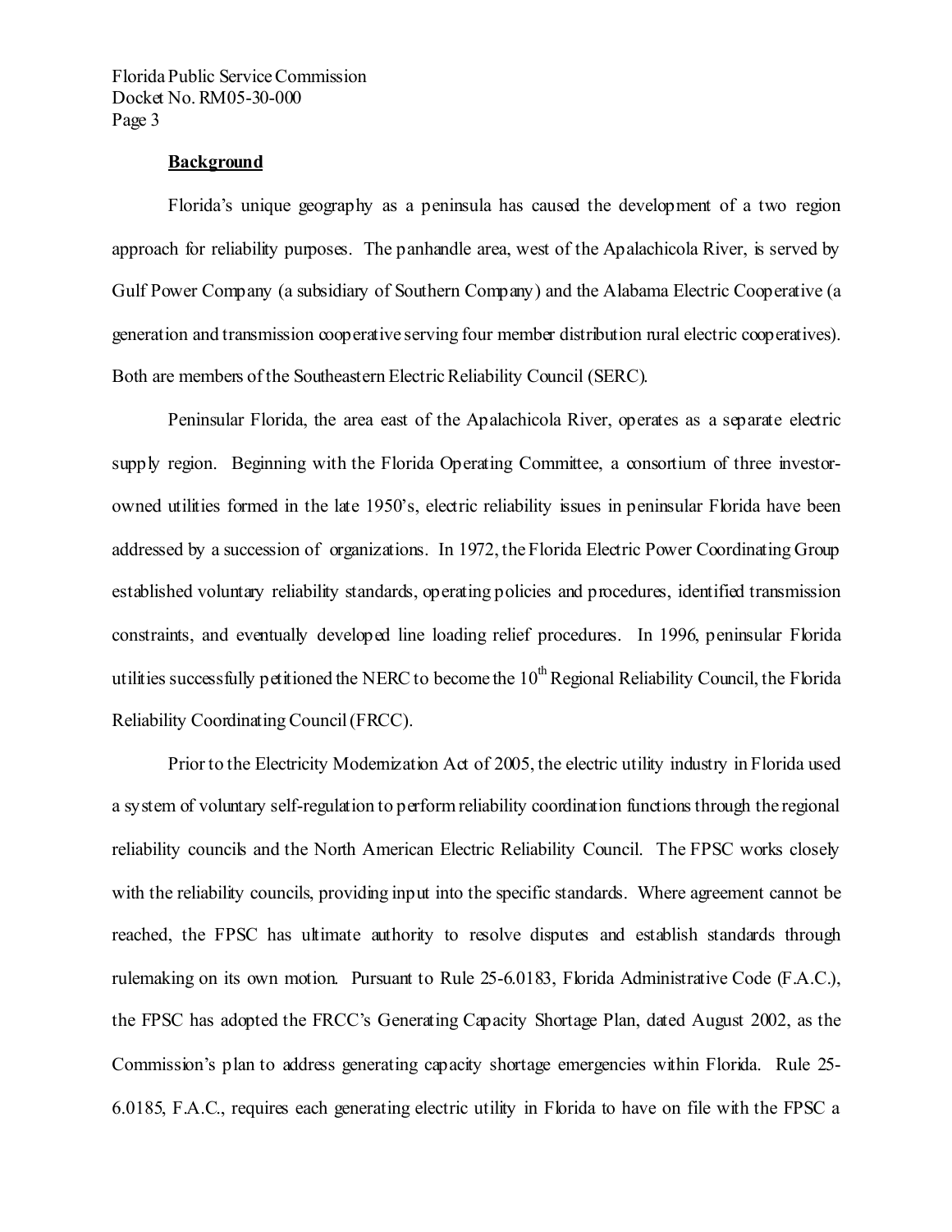**Background**

Florida's unique geography as a peninsula has caused the development of a two region approach for reliability purposes. The panhandle area, west of the Apalachicola River, is served by Gulf Power Company (a subsidiary of Southern Company) and the Alabama Electric Cooperative (a generation and transmission cooperative serving four member distribution rural electric cooperatives). Both are members of the Southeastern Electric Reliability Council (SERC).

Peninsular Florida, the area east of the Apalachicola River, operates as a separate electric supply region. Beginning with the Florida Operating Committee, a consortium of three investor-owned utilities formed in the late 1950's, electric reliability issues in peninsular Florida have been addressed by a succession of organizations. In 1972, the Florida Electric Power Coordinating Group established voluntary reliability standards, operating policies and procedures, identified transmission constraints, and eventually developed line loading relief procedures. In 1996, peninsular Florida utilities successfully petitioned the NERC to become the 10th Regional Reliability Council, the Florida Reliability Coordinating Council (FRCC).

Prior to the Electricity Modernization Act of 2005, the electric utility industry in Florida used a system of voluntary self-regulation to perform reliability coordination functions through the regional reliability councils and the North American Electric Reliability Council. The FPSC works closely with the reliability councils, providing input into the specific standards. Where agreement cannot be reached, the FPSC has ultimate authority to resolve disputes and establish standards through rulemaking on its own motion. Pursuant to Rule 25-6.0183, Florida Administrative Code (F.A.C.), the FPSC has adopted the FRCC's Generating Capacity Shortage Plan, dated August 2002, as the Commission's plan to address generating capacity shortage emergencies within Florida. Rule 25-6.0185, F.A.C., requires each generating electric utility in Florida to have on file with the FPSC a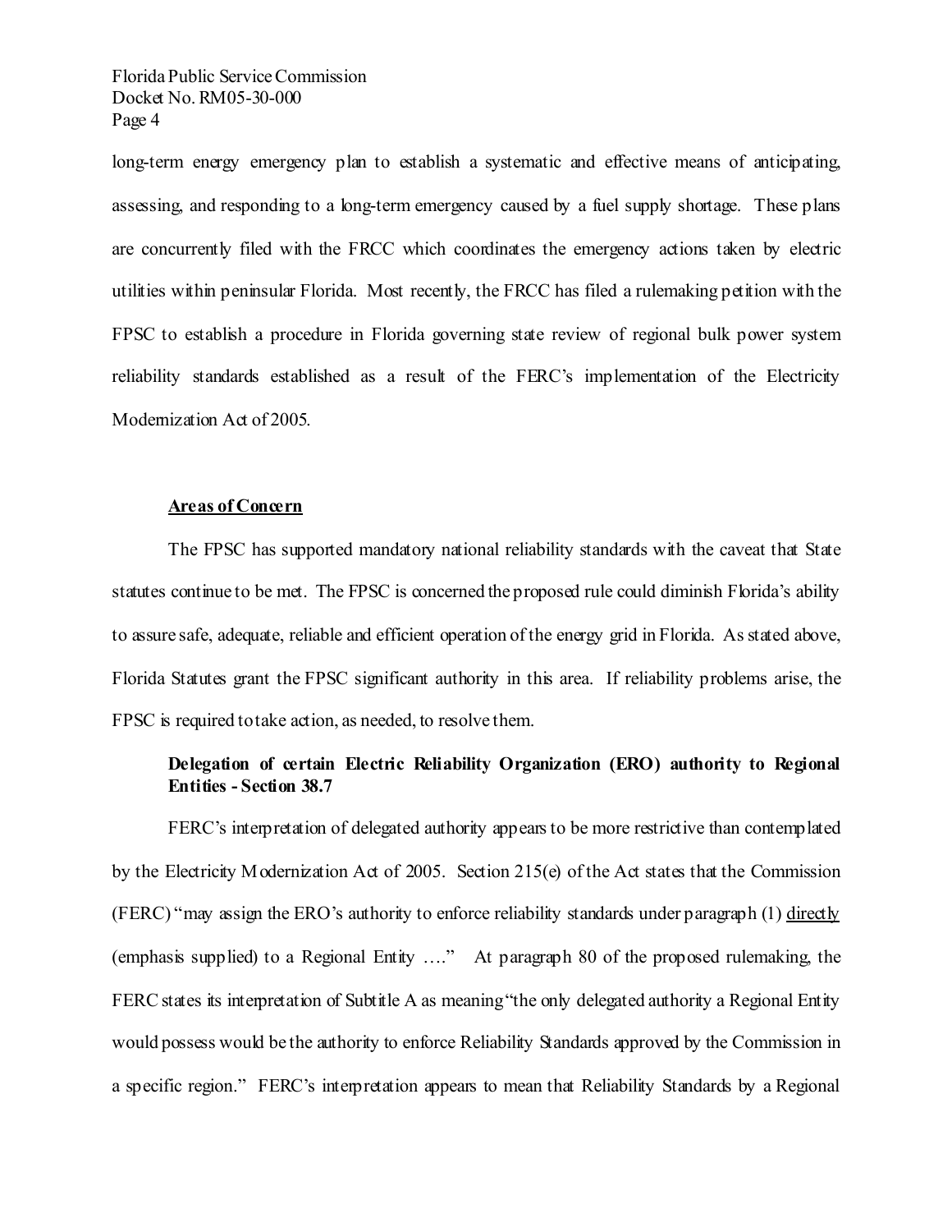long-term energy emergency plan to establish a systematic and effective means of anticipating, assessing, and responding to a long-term emergency caused by a fuel supply shortage. These plans are concurrently filed with the FRCC which coordinates the emergency actions taken by electric utilities within peninsular Florida. Most recently, the FRCC has filed a rulemaking petition with the FPSC to establish a procedure in Florida governing state review of regional bulk power system reliability standards established as a result of the FERC's implementation of the Electricity Modernization Act of 2005.

## Areas of Concern

The FPSC has supported mandatory national reliability standards with the caveat that State statutes continue to be met. The FPSC is concerned the proposed rule could diminish Florida's ability to assure safe, adequate, reliable and efficient operation of the energy grid in Florida. As stated above, Florida Statutes grant the FPSC significant authority in this area. If reliability problems arise, the FPSC is required to take action, as needed, to resolve them.

### Delegation of certain Electric Reliability Organization (ERO) authority to Regional Entities - Section 38.7

FERC's interpretation of delegated authority appears to be more restrictive than contemplated by the Electricity Modernization Act of 2005. Section 215(e) of the Act states that the Commission (FERC) "may assign the ERO's authority to enforce reliability standards under paragraph (1) directly (emphasis supplied) to a Regional Entity …." At paragraph 80 of the proposed rulemaking, the FERC states its interpretation of Subtitle A as meaning "the only delegated authority a Regional Entity would possess would be the authority to enforce Reliability Standards approved by the Commission in a specific region." FERC's interpretation appears to mean that Reliability Standards by a Regional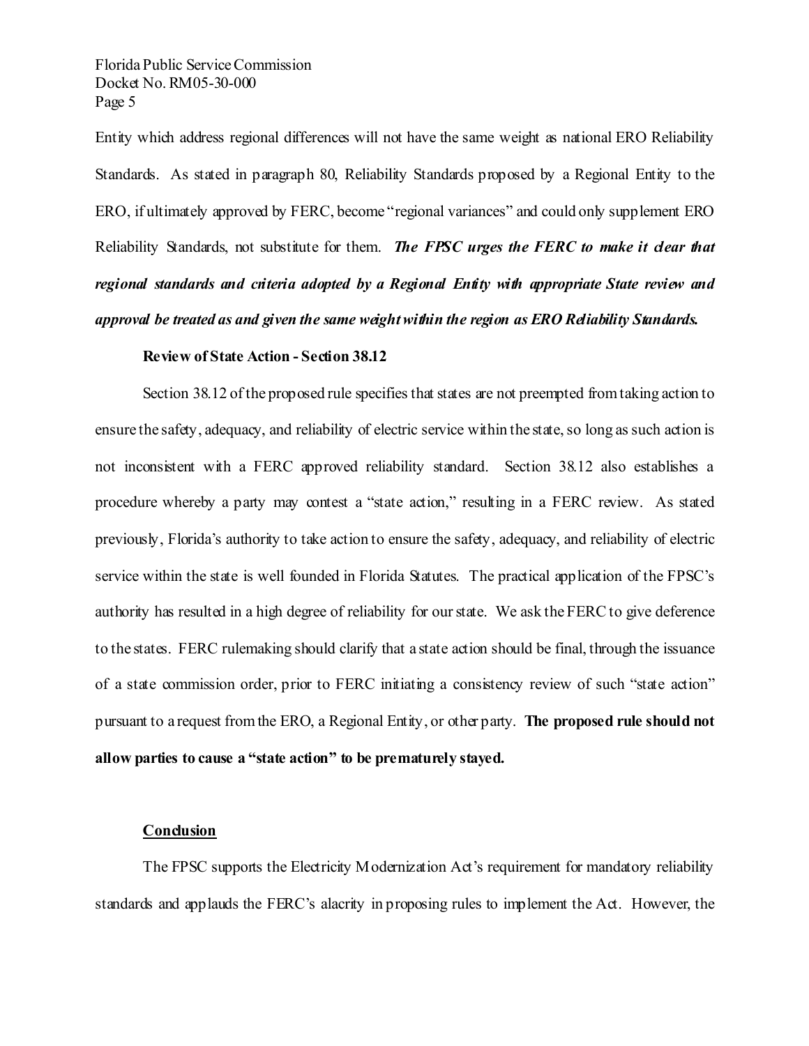Entity which address regional differences will not have the same weight as national ERO Reliability Standards. As stated in paragraph 80, Reliability Standards proposed by a Regional Entity to the ERO, if ultimately approved by FERC, become "regional variances" and could only supplement ERO Reliability Standards, not substitute for them. ***The FPSC urges the FERC to make it clear that regional standards and criteria adopted by a Regional Entity with appropriate State review and approval be treated as and given the same weight within the region as ERO Reliability Standards.***

**Review of State Action - Section 38.12**

Section 38.12 of the proposed rule specifies that states are not preempted from taking action to ensure the safety, adequacy, and reliability of electric service within the state, so long as such action is not inconsistent with a FERC approved reliability standard. Section 38.12 also establishes a procedure whereby a party may contest a "state action," resulting in a FERC review. As stated previously, Florida's authority to take action to ensure the safety, adequacy, and reliability of electric service within the state is well founded in Florida Statutes. The practical application of the FPSC's authority has resulted in a high degree of reliability for our state. We ask the FERC to give deference to the states. FERC rulemaking should clarify that a state action should be final, through the issuance of a state commission order, prior to FERC initiating a consistency review of such "state action" pursuant to a request from the ERO, a Regional Entity, or other party. **The proposed rule should not allow parties to cause a "state action" to be prematurely stayed.**

**Conclusion**

The FPSC supports the Electricity Modernization Act's requirement for mandatory reliability standards and applauds the FERC's alacrity in proposing rules to implement the Act. However, the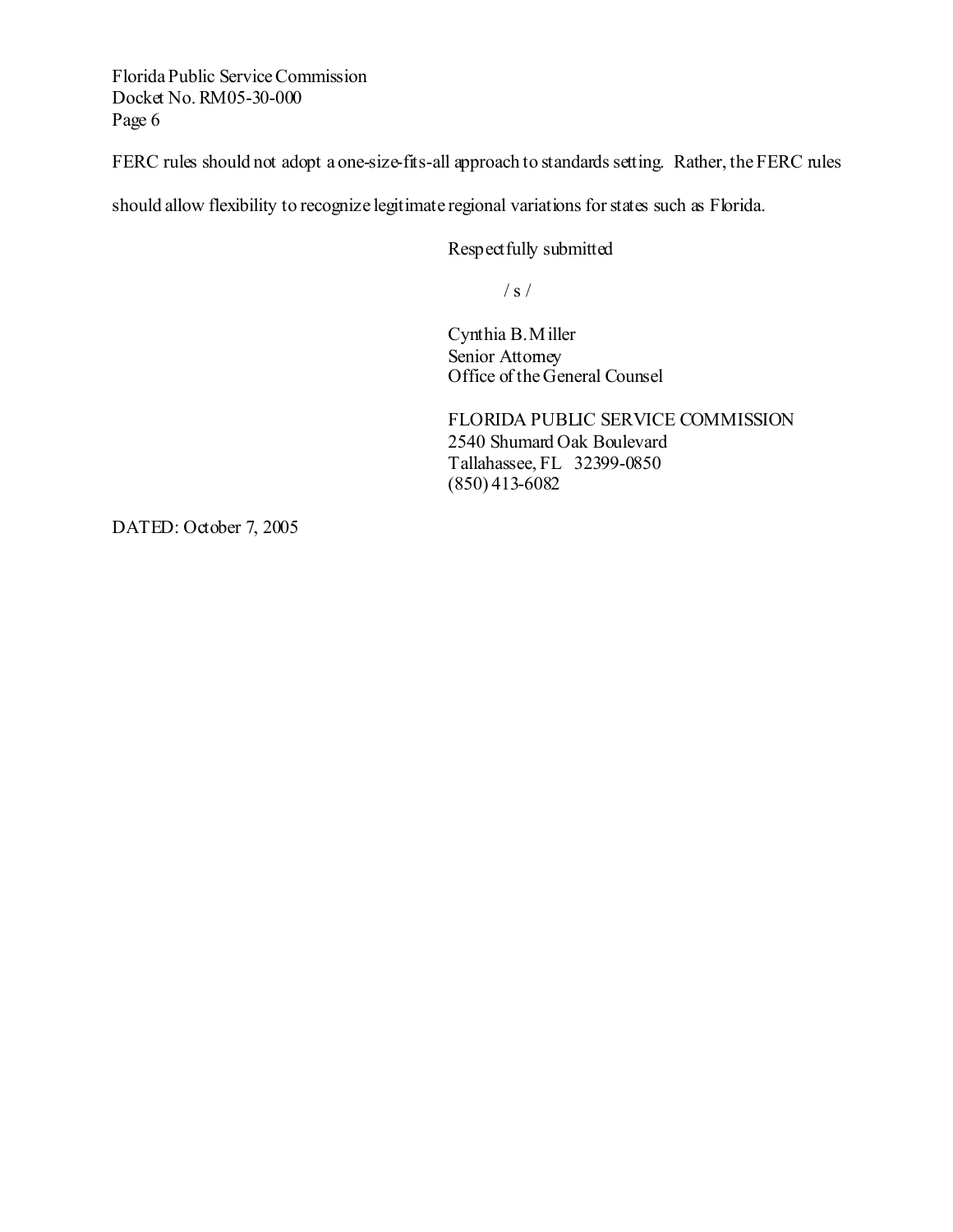FERC rules should not adopt a one-size-fits-all approach to standards setting. Rather, the FERC rules should allow flexibility to recognize legitimate regional variations for states such as Florida.

Respectfully submitted

/ s /

Cynthia B. Miller  
Senior Attorney  
Office of the General Counsel

FLORIDA PUBLIC SERVICE COMMISSION  
2540 Shumard Oak Boulevard  
Tallahassee, FL 32399-0850  
(850) 413-6082

DATED: October 7, 2005